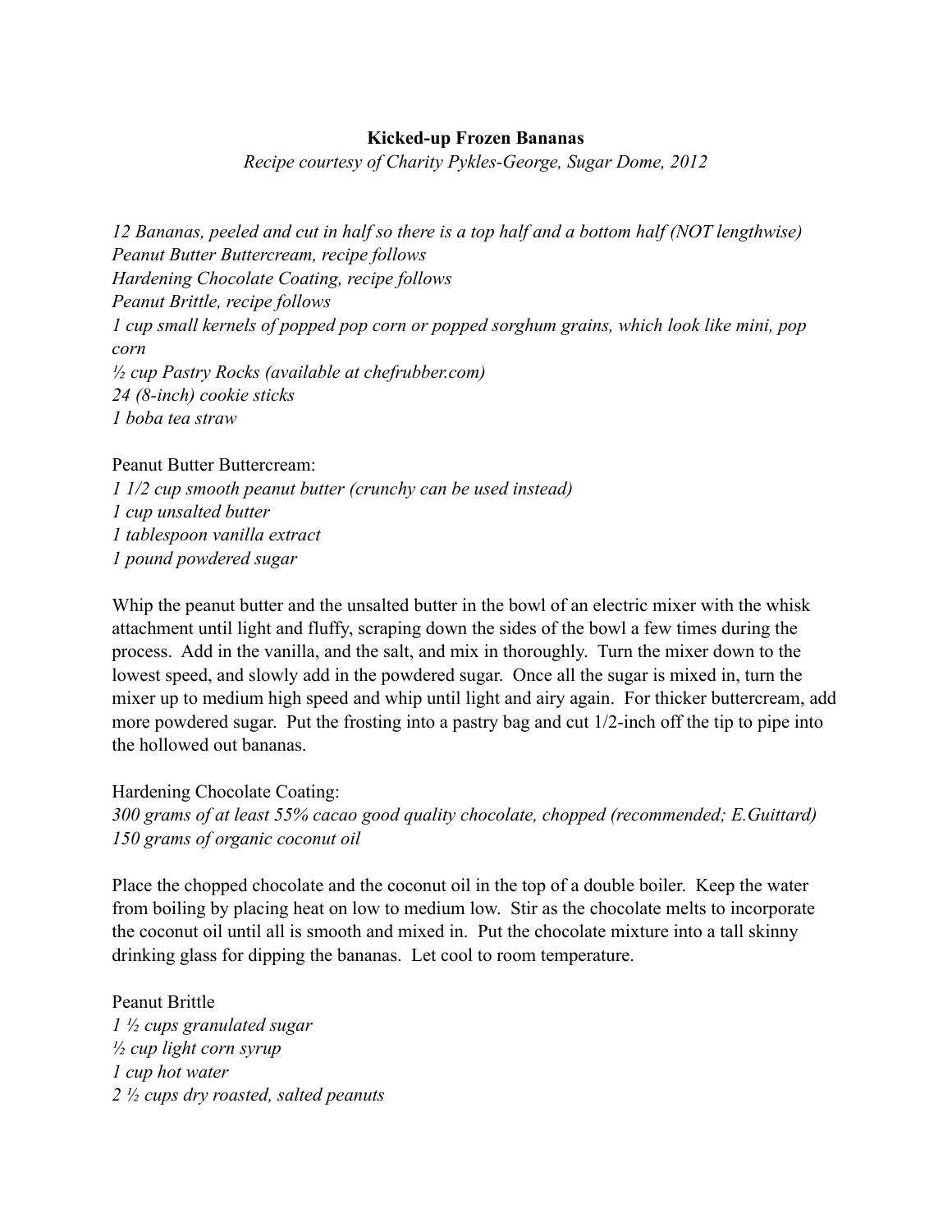**Kicked-up Frozen Bananas**

*Recipe courtesy of Charity Pykles-George, Sugar Dome, 2012*

*12 Bananas, peeled and cut in half so there is a top half and a bottom half (NOT lengthwise)*
*Peanut Butter Buttercream, recipe follows*
*Hardening Chocolate Coating, recipe follows*
*Peanut Brittle, recipe follows*
*1 cup small kernels of popped pop corn or popped sorghum grains, which look like mini, pop corn*
*½ cup Pastry Rocks (available at chefrubber.com)*
*24 (8-inch) cookie sticks*
*1 boba tea straw*

Peanut Butter Buttercream:
*1 1/2 cup smooth peanut butter (crunchy can be used instead)*
*1 cup unsalted butter*
*1 tablespoon vanilla extract*
*1 pound powdered sugar*

Whip the peanut butter and the unsalted butter in the bowl of an electric mixer with the whisk attachment until light and fluffy, scraping down the sides of the bowl a few times during the process. Add in the vanilla, and the salt, and mix in thoroughly. Turn the mixer down to the lowest speed, and slowly add in the powdered sugar. Once all the sugar is mixed in, turn the mixer up to medium high speed and whip until light and airy again. For thicker buttercream, add more powdered sugar. Put the frosting into a pastry bag and cut 1/2-inch off the tip to pipe into the hollowed out bananas.

Hardening Chocolate Coating:
*300 grams of at least 55% cacao good quality chocolate, chopped (recommended; E.Guittard)*
*150 grams of organic coconut oil*

Place the chopped chocolate and the coconut oil in the top of a double boiler. Keep the water from boiling by placing heat on low to medium low. Stir as the chocolate melts to incorporate the coconut oil until all is smooth and mixed in. Put the chocolate mixture into a tall skinny drinking glass for dipping the bananas. Let cool to room temperature.

Peanut Brittle
*1 ½ cups granulated sugar*
*½ cup light corn syrup*
*1 cup hot water*
*2 ½ cups dry roasted, salted peanuts*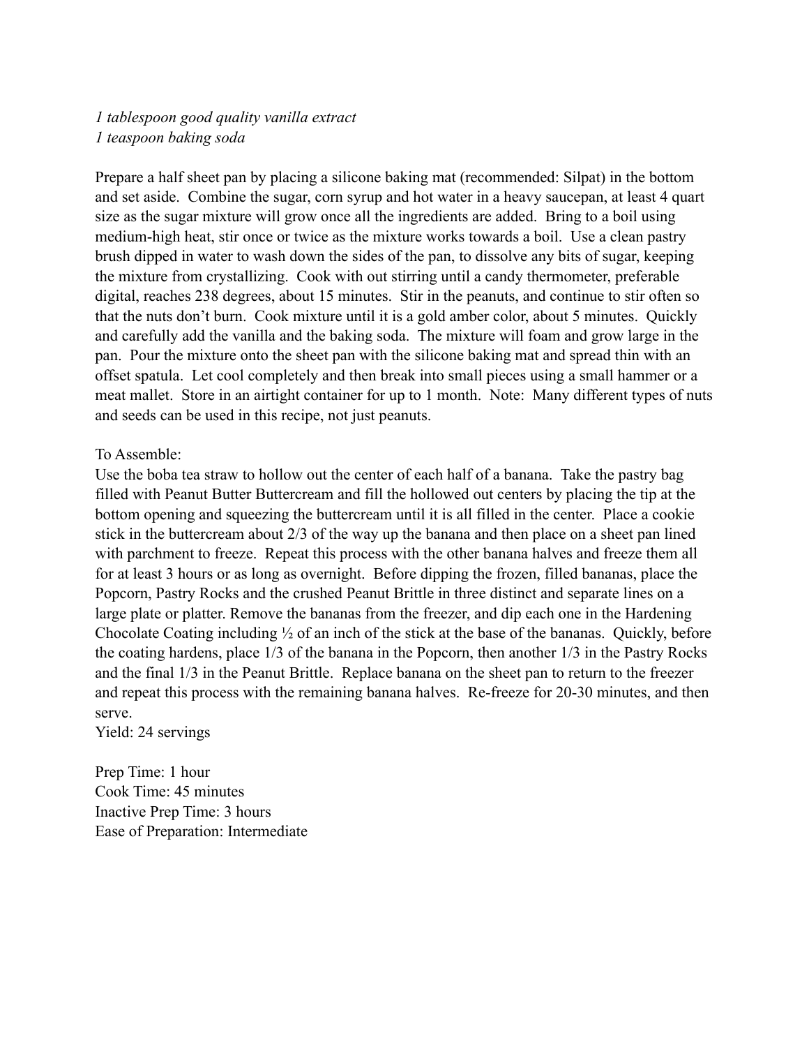*1 tablespoon good quality vanilla extract*
*1 teaspoon baking soda*

Prepare a half sheet pan by placing a silicone baking mat (recommended: Silpat) in the bottom and set aside. Combine the sugar, corn syrup and hot water in a heavy saucepan, at least 4 quart size as the sugar mixture will grow once all the ingredients are added. Bring to a boil using medium-high heat, stir once or twice as the mixture works towards a boil. Use a clean pastry brush dipped in water to wash down the sides of the pan, to dissolve any bits of sugar, keeping the mixture from crystallizing. Cook with out stirring until a candy thermometer, preferable digital, reaches 238 degrees, about 15 minutes. Stir in the peanuts, and continue to stir often so that the nuts don't burn. Cook mixture until it is a gold amber color, about 5 minutes. Quickly and carefully add the vanilla and the baking soda. The mixture will foam and grow large in the pan. Pour the mixture onto the sheet pan with the silicone baking mat and spread thin with an offset spatula. Let cool completely and then break into small pieces using a small hammer or a meat mallet. Store in an airtight container for up to 1 month. Note: Many different types of nuts and seeds can be used in this recipe, not just peanuts.

To Assemble:
Use the boba tea straw to hollow out the center of each half of a banana. Take the pastry bag filled with Peanut Butter Buttercream and fill the hollowed out centers by placing the tip at the bottom opening and squeezing the buttercream until it is all filled in the center. Place a cookie stick in the buttercream about 2/3 of the way up the banana and then place on a sheet pan lined with parchment to freeze. Repeat this process with the other banana halves and freeze them all for at least 3 hours or as long as overnight. Before dipping the frozen, filled bananas, place the Popcorn, Pastry Rocks and the crushed Peanut Brittle in three distinct and separate lines on a large plate or platter. Remove the bananas from the freezer, and dip each one in the Hardening Chocolate Coating including ½ of an inch of the stick at the base of the bananas. Quickly, before the coating hardens, place 1/3 of the banana in the Popcorn, then another 1/3 in the Pastry Rocks and the final 1/3 in the Peanut Brittle. Replace banana on the sheet pan to return to the freezer and repeat this process with the remaining banana halves. Re-freeze for 20-30 minutes, and then serve.
Yield: 24 servings

Prep Time: 1 hour
Cook Time: 45 minutes
Inactive Prep Time: 3 hours
Ease of Preparation: Intermediate